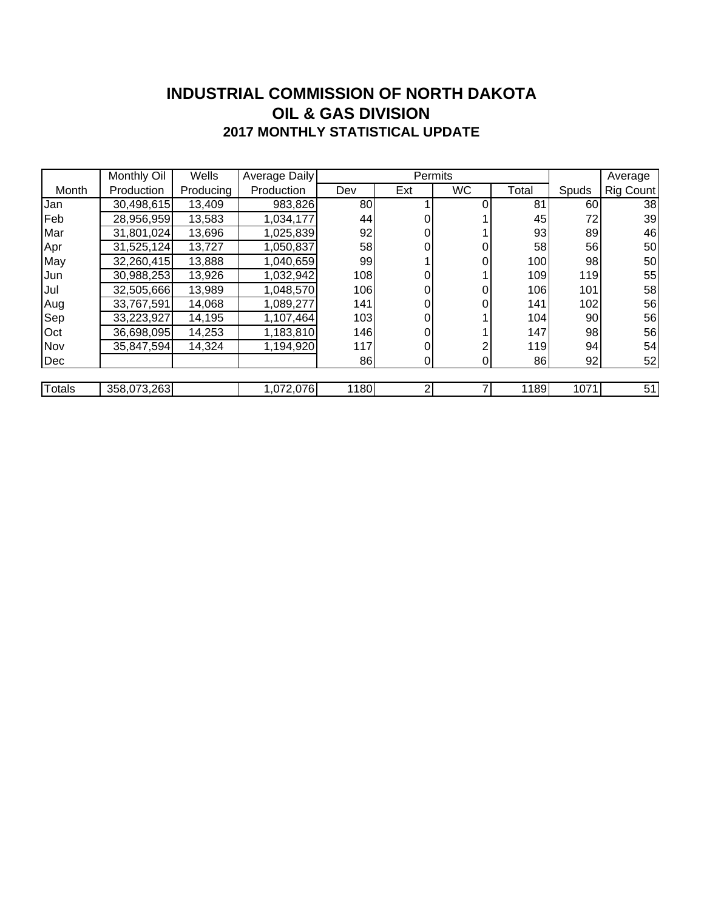# INDUSTRIAL COMMISSION OF NORTH DAKOTA
## OIL & GAS DIVISION
### 2017 MONTHLY STATISTICAL UPDATE

| Month | Monthly Oil Production | Wells Producing | Average Daily Production | Permits | | | | Spuds | Average Rig Count |
|---|---|---|---|---|---|---|---|---|---|
| | | | | Dev | Ext | WC | Total | | |
| Jan | 30,498,615 | 13,409 | 983,826 | 80 | 1 | 0 | 81 | 60 | 38 |
| Feb | 28,956,959 | 13,583 | 1,034,177 | 44 | 0 | 1 | 45 | 72 | 39 |
| Mar | 31,801,024 | 13,696 | 1,025,839 | 92 | 0 | 1 | 93 | 89 | 46 |
| Apr | 31,525,124 | 13,727 | 1,050,837 | 58 | 0 | 0 | 58 | 56 | 50 |
| May | 32,260,415 | 13,888 | 1,040,659 | 99 | 1 | 0 | 100 | 98 | 50 |
| Jun | 30,988,253 | 13,926 | 1,032,942 | 108 | 0 | 1 | 109 | 119 | 55 |
| Jul | 32,505,666 | 13,989 | 1,048,570 | 106 | 0 | 0 | 106 | 101 | 58 |
| Aug | 33,767,591 | 14,068 | 1,089,277 | 141 | 0 | 0 | 141 | 102 | 56 |
| Sep | 33,223,927 | 14,195 | 1,107,464 | 103 | 0 | 1 | 104 | 90 | 56 |
| Oct | 36,698,095 | 14,253 | 1,183,810 | 146 | 0 | 1 | 147 | 98 | 56 |
| Nov | 35,847,594 | 14,324 | 1,194,920 | 117 | 0 | 2 | 119 | 94 | 54 |
| Dec | | | | 86 | 0 | 0 | 86 | 92 | 52 |
| Totals | 358,073,263 | | 1,072,076 | 1180 | 2 | 7 | 1189 | 1071 | 51 |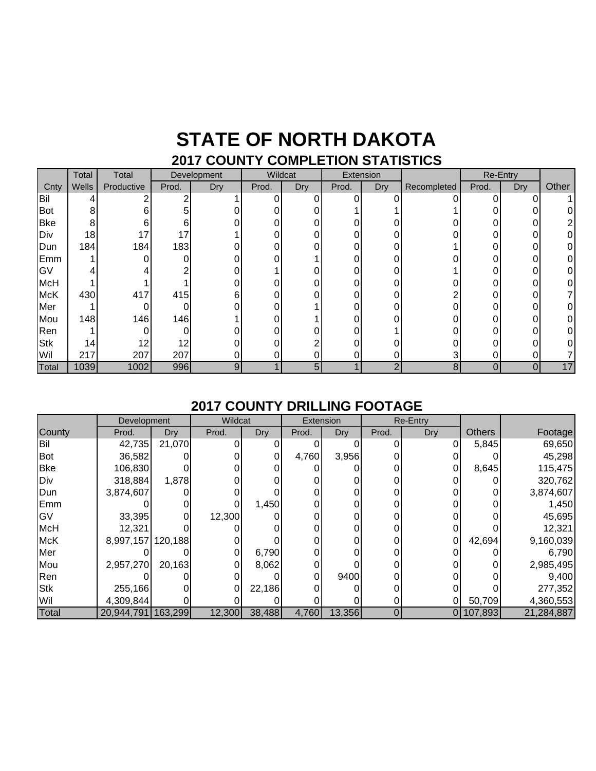# STATE OF NORTH DAKOTA

## 2017 COUNTY COMPLETION STATISTICS

| | Total | Total | Development | | Wildcat | | Extension | | | Re-Entry | | |
|---|---|---|---|---|---|---|---|---|---|---|---|---|
| Cnty | Wells | Productive | Prod. | Dry | Prod. | Dry | Prod. | Dry | Recompleted | Prod. | Dry | Other |
| Bil | 4 | 2 | 2 | 1 | 0 | 0 | 0 | 0 | 0 | 0 | 0 | 1 |
| Bot | 8 | 6 | 5 | 0 | 0 | 0 | 1 | 1 | 1 | 0 | 0 | 0 |
| Bke | 8 | 6 | 6 | 0 | 0 | 0 | 0 | 0 | 0 | 0 | 0 | 2 |
| Div | 18 | 17 | 17 | 1 | 0 | 0 | 0 | 0 | 0 | 0 | 0 | 0 |
| Dun | 184 | 184 | 183 | 0 | 0 | 0 | 0 | 0 | 1 | 0 | 0 | 0 |
| Emm | 1 | 0 | 0 | 0 | 0 | 1 | 0 | 0 | 0 | 0 | 0 | 0 |
| GV | 4 | 4 | 2 | 0 | 1 | 0 | 0 | 0 | 1 | 0 | 0 | 0 |
| McH | 1 | 1 | 1 | 0 | 0 | 0 | 0 | 0 | 0 | 0 | 0 | 0 |
| McK | 430 | 417 | 415 | 6 | 0 | 0 | 0 | 0 | 2 | 0 | 0 | 7 |
| Mer | 1 | 0 | 0 | 0 | 0 | 1 | 0 | 0 | 0 | 0 | 0 | 0 |
| Mou | 148 | 146 | 146 | 1 | 0 | 1 | 0 | 0 | 0 | 0 | 0 | 0 |
| Ren | 1 | 0 | 0 | 0 | 0 | 0 | 0 | 1 | 0 | 0 | 0 | 0 |
| Stk | 14 | 12 | 12 | 0 | 0 | 2 | 0 | 0 | 0 | 0 | 0 | 0 |
| Wil | 217 | 207 | 207 | 0 | 0 | 0 | 0 | 0 | 3 | 0 | 0 | 7 |
| Total | 1039 | 1002 | 996 | 9 | 1 | 5 | 1 | 2 | 8 | 0 | 0 | 17 |

## 2017 COUNTY DRILLING FOOTAGE

| | Development | | Wildcat | | Extension | | Re-Entry | | | |
|---|---|---|---|---|---|---|---|---|---|---|
| County | Prod. | Dry | Prod. | Dry | Prod. | Dry | Prod. | Dry | Others | Footage |
| Bil | 42,735 | 21,070 | 0 | 0 | 0 | 0 | 0 | 0 | 5,845 | 69,650 |
| Bot | 36,582 | 0 | 0 | 0 | 4,760 | 3,956 | 0 | 0 | 0 | 45,298 |
| Bke | 106,830 | 0 | 0 | 0 | 0 | 0 | 0 | 0 | 8,645 | 115,475 |
| Div | 318,884 | 1,878 | 0 | 0 | 0 | 0 | 0 | 0 | 0 | 320,762 |
| Dun | 3,874,607 | 0 | 0 | 0 | 0 | 0 | 0 | 0 | 0 | 3,874,607 |
| Emm | 0 | 0 | 0 | 1,450 | 0 | 0 | 0 | 0 | 0 | 1,450 |
| GV | 33,395 | 0 | 12,300 | 0 | 0 | 0 | 0 | 0 | 0 | 45,695 |
| McH | 12,321 | 0 | 0 | 0 | 0 | 0 | 0 | 0 | 0 | 12,321 |
| McK | 8,997,157 | 120,188 | 0 | 0 | 0 | 0 | 0 | 0 | 42,694 | 9,160,039 |
| Mer | 0 | 0 | 0 | 6,790 | 0 | 0 | 0 | 0 | 0 | 6,790 |
| Mou | 2,957,270 | 20,163 | 0 | 8,062 | 0 | 0 | 0 | 0 | 0 | 2,985,495 |
| Ren | 0 | 0 | 0 | 0 | 0 | 9400 | 0 | 0 | 0 | 9,400 |
| Stk | 255,166 | 0 | 0 | 22,186 | 0 | 0 | 0 | 0 | 0 | 277,352 |
| Wil | 4,309,844 | 0 | 0 | 0 | 0 | 0 | 0 | 0 | 50,709 | 4,360,553 |
| Total | 20,944,791 | 163,299 | 12,300 | 38,488 | 4,760 | 13,356 | 0 | 0 | 107,893 | 21,284,887 |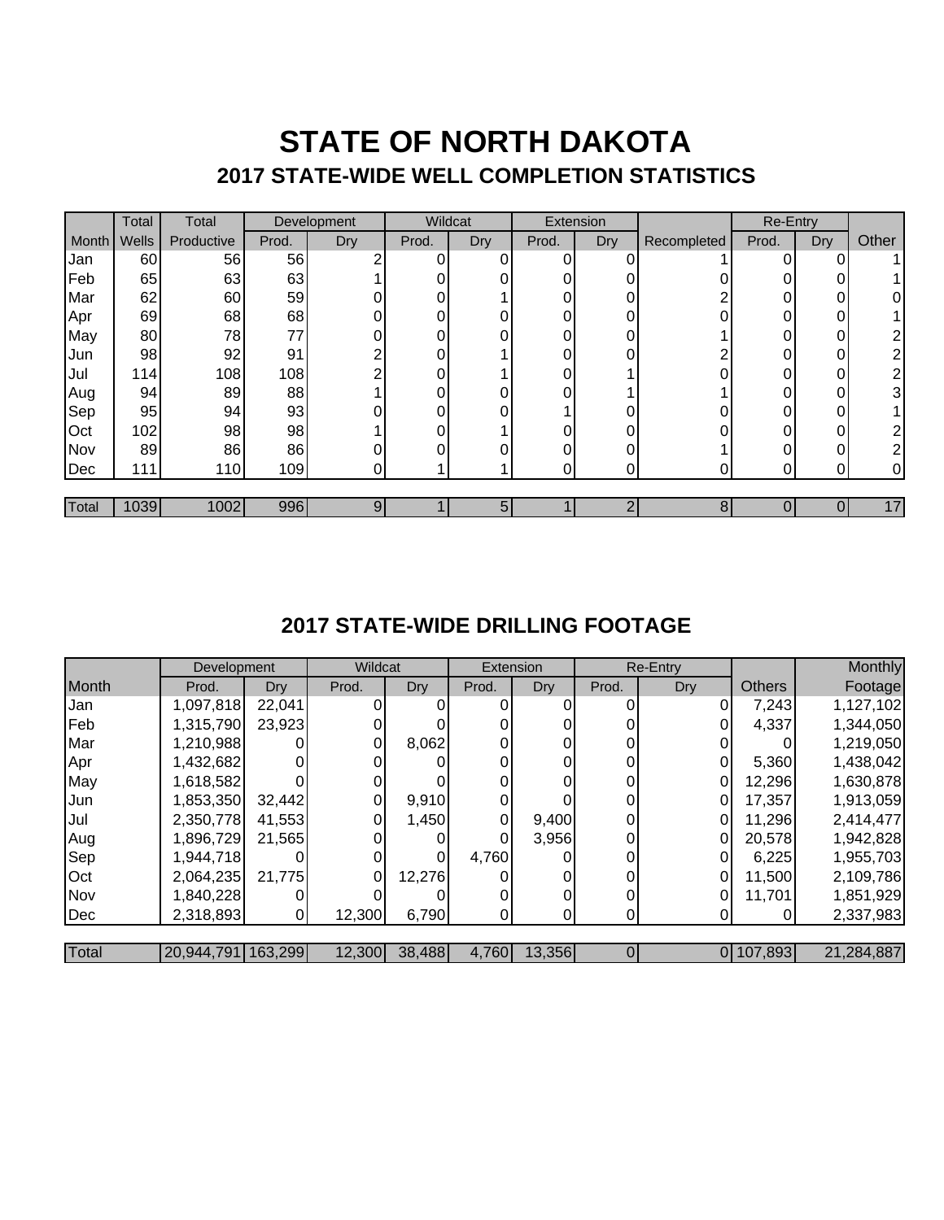# STATE OF NORTH DAKOTA

## 2017 STATE-WIDE WELL COMPLETION STATISTICS

| | Total | Total | Development | | Wildcat | | Extension | | | Re-Entry | | |
|---|---|---|---|---|---|---|---|---|---|---|---|---|
| Month | Wells | Productive | Prod. | Dry | Prod. | Dry | Prod. | Dry | Recompleted | Prod. | Dry | Other |
| Jan | 60 | 56 | 56 | 2 | 0 | 0 | 0 | 0 | 1 | 0 | 0 | 1 |
| Feb | 65 | 63 | 63 | 1 | 0 | 0 | 0 | 0 | 0 | 0 | 0 | 1 |
| Mar | 62 | 60 | 59 | 0 | 0 | 1 | 0 | 0 | 2 | 0 | 0 | 0 |
| Apr | 69 | 68 | 68 | 0 | 0 | 0 | 0 | 0 | 0 | 0 | 0 | 1 |
| May | 80 | 78 | 77 | 0 | 0 | 0 | 0 | 0 | 1 | 0 | 0 | 2 |
| Jun | 98 | 92 | 91 | 2 | 0 | 1 | 0 | 0 | 2 | 0 | 0 | 2 |
| Jul | 114 | 108 | 108 | 2 | 0 | 1 | 0 | 1 | 0 | 0 | 0 | 2 |
| Aug | 94 | 89 | 88 | 1 | 0 | 0 | 0 | 1 | 1 | 0 | 0 | 3 |
| Sep | 95 | 94 | 93 | 0 | 0 | 0 | 1 | 0 | 0 | 0 | 0 | 1 |
| Oct | 102 | 98 | 98 | 1 | 0 | 1 | 0 | 0 | 0 | 0 | 0 | 2 |
| Nov | 89 | 86 | 86 | 0 | 0 | 0 | 0 | 0 | 1 | 0 | 0 | 2 |
| Dec | 111 | 110 | 109 | 0 | 1 | 1 | 0 | 0 | 0 | 0 | 0 | 0 |
| Total | 1039 | 1002 | 996 | 9 | 1 | 5 | 1 | 2 | 8 | 0 | 0 | 17 |

## 2017 STATE-WIDE DRILLING FOOTAGE

| | Development | | Wildcat | | Extension | | Re-Entry | | | Monthly |
|---|---|---|---|---|---|---|---|---|---|---|
| Month | Prod. | Dry | Prod. | Dry | Prod. | Dry | Prod. | Dry | Others | Footage |
| Jan | 1,097,818 | 22,041 | 0 | 0 | 0 | 0 | 0 | 0 | 7,243 | 1,127,102 |
| Feb | 1,315,790 | 23,923 | 0 | 0 | 0 | 0 | 0 | 0 | 4,337 | 1,344,050 |
| Mar | 1,210,988 | 0 | 0 | 8,062 | 0 | 0 | 0 | 0 | 0 | 1,219,050 |
| Apr | 1,432,682 | 0 | 0 | 0 | 0 | 0 | 0 | 0 | 5,360 | 1,438,042 |
| May | 1,618,582 | 0 | 0 | 0 | 0 | 0 | 0 | 0 | 12,296 | 1,630,878 |
| Jun | 1,853,350 | 32,442 | 0 | 9,910 | 0 | 0 | 0 | 0 | 17,357 | 1,913,059 |
| Jul | 2,350,778 | 41,553 | 0 | 1,450 | 0 | 9,400 | 0 | 0 | 11,296 | 2,414,477 |
| Aug | 1,896,729 | 21,565 | 0 | 0 | 0 | 3,956 | 0 | 0 | 20,578 | 1,942,828 |
| Sep | 1,944,718 | 0 | 0 | 0 | 4,760 | 0 | 0 | 0 | 6,225 | 1,955,703 |
| Oct | 2,064,235 | 21,775 | 0 | 12,276 | 0 | 0 | 0 | 0 | 11,500 | 2,109,786 |
| Nov | 1,840,228 | 0 | 0 | 0 | 0 | 0 | 0 | 0 | 11,701 | 1,851,929 |
| Dec | 2,318,893 | 0 | 12,300 | 6,790 | 0 | 0 | 0 | 0 | 0 | 2,337,983 |
| Total | 20,944,791 | 163,299 | 12,300 | 38,488 | 4,760 | 13,356 | 0 | 0 | 107,893 | 21,284,887 |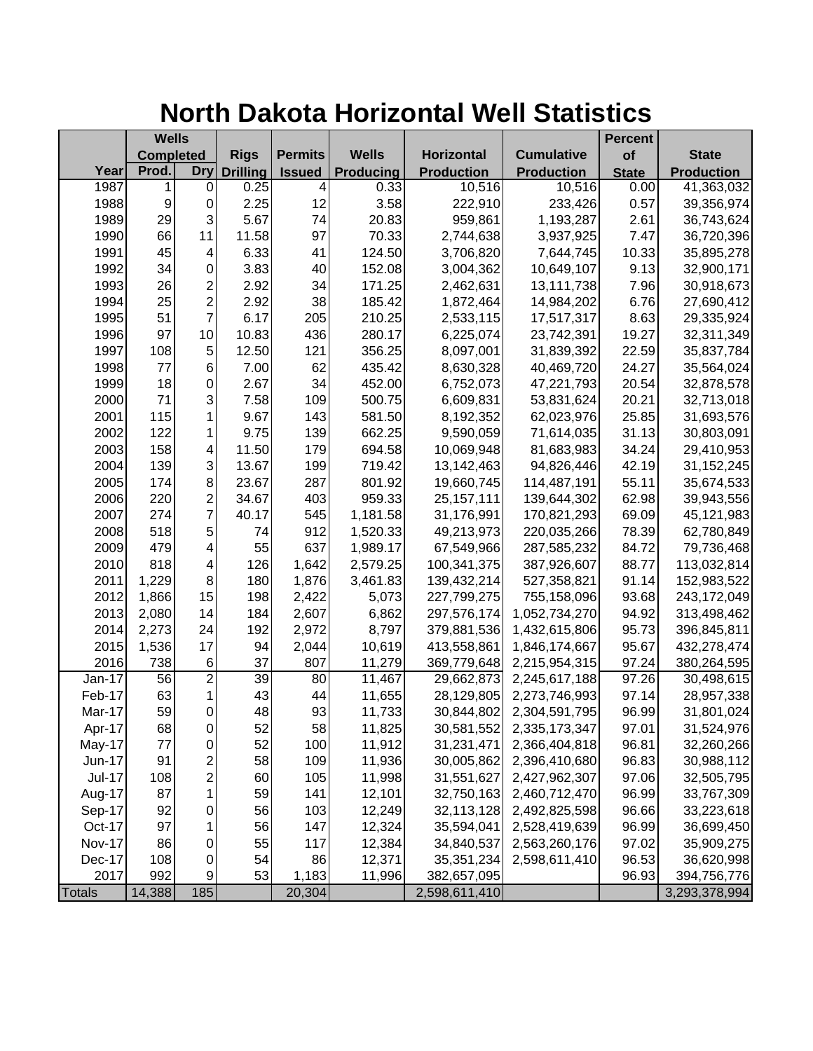# North Dakota Horizontal Well Statistics

| Year | Wells Completed Prod. | Wells Completed Dry | Rigs Drilling | Permits Issued | Wells Producing | Horizontal Production | Cumulative Production | Percent of State | State Production |
|---|---|---|---|---|---|---|---|---|---|
| 1987 | 1 | 0 | 0.25 | 4 | 0.33 | 10,516 | 10,516 | 0.00 | 41,363,032 |
| 1988 | 9 | 0 | 2.25 | 12 | 3.58 | 222,910 | 233,426 | 0.57 | 39,356,974 |
| 1989 | 29 | 3 | 5.67 | 74 | 20.83 | 959,861 | 1,193,287 | 2.61 | 36,743,624 |
| 1990 | 66 | 11 | 11.58 | 97 | 70.33 | 2,744,638 | 3,937,925 | 7.47 | 36,720,396 |
| 1991 | 45 | 4 | 6.33 | 41 | 124.50 | 3,706,820 | 7,644,745 | 10.33 | 35,895,278 |
| 1992 | 34 | 0 | 3.83 | 40 | 152.08 | 3,004,362 | 10,649,107 | 9.13 | 32,900,171 |
| 1993 | 26 | 2 | 2.92 | 34 | 171.25 | 2,462,631 | 13,111,738 | 7.96 | 30,918,673 |
| 1994 | 25 | 2 | 2.92 | 38 | 185.42 | 1,872,464 | 14,984,202 | 6.76 | 27,690,412 |
| 1995 | 51 | 7 | 6.17 | 205 | 210.25 | 2,533,115 | 17,517,317 | 8.63 | 29,335,924 |
| 1996 | 97 | 10 | 10.83 | 436 | 280.17 | 6,225,074 | 23,742,391 | 19.27 | 32,311,349 |
| 1997 | 108 | 5 | 12.50 | 121 | 356.25 | 8,097,001 | 31,839,392 | 22.59 | 35,837,784 |
| 1998 | 77 | 6 | 7.00 | 62 | 435.42 | 8,630,328 | 40,469,720 | 24.27 | 35,564,024 |
| 1999 | 18 | 0 | 2.67 | 34 | 452.00 | 6,752,073 | 47,221,793 | 20.54 | 32,878,578 |
| 2000 | 71 | 3 | 7.58 | 109 | 500.75 | 6,609,831 | 53,831,624 | 20.21 | 32,713,018 |
| 2001 | 115 | 1 | 9.67 | 143 | 581.50 | 8,192,352 | 62,023,976 | 25.85 | 31,693,576 |
| 2002 | 122 | 1 | 9.75 | 139 | 662.25 | 9,590,059 | 71,614,035 | 31.13 | 30,803,091 |
| 2003 | 158 | 4 | 11.50 | 179 | 694.58 | 10,069,948 | 81,683,983 | 34.24 | 29,410,953 |
| 2004 | 139 | 3 | 13.67 | 199 | 719.42 | 13,142,463 | 94,826,446 | 42.19 | 31,152,245 |
| 2005 | 174 | 8 | 23.67 | 287 | 801.92 | 19,660,745 | 114,487,191 | 55.11 | 35,674,533 |
| 2006 | 220 | 2 | 34.67 | 403 | 959.33 | 25,157,111 | 139,644,302 | 62.98 | 39,943,556 |
| 2007 | 274 | 7 | 40.17 | 545 | 1,181.58 | 31,176,991 | 170,821,293 | 69.09 | 45,121,983 |
| 2008 | 518 | 5 | 74 | 912 | 1,520.33 | 49,213,973 | 220,035,266 | 78.39 | 62,780,849 |
| 2009 | 479 | 4 | 55 | 637 | 1,989.17 | 67,549,966 | 287,585,232 | 84.72 | 79,736,468 |
| 2010 | 818 | 4 | 126 | 1,642 | 2,579.25 | 100,341,375 | 387,926,607 | 88.77 | 113,032,814 |
| 2011 | 1,229 | 8 | 180 | 1,876 | 3,461.83 | 139,432,214 | 527,358,821 | 91.14 | 152,983,522 |
| 2012 | 1,866 | 15 | 198 | 2,422 | 5,073 | 227,799,275 | 755,158,096 | 93.68 | 243,172,049 |
| 2013 | 2,080 | 14 | 184 | 2,607 | 6,862 | 297,576,174 | 1,052,734,270 | 94.92 | 313,498,462 |
| 2014 | 2,273 | 24 | 192 | 2,972 | 8,797 | 379,881,536 | 1,432,615,806 | 95.73 | 396,845,811 |
| 2015 | 1,536 | 17 | 94 | 2,044 | 10,619 | 413,558,861 | 1,846,174,667 | 95.67 | 432,278,474 |
| 2016 | 738 | 6 | 37 | 807 | 11,279 | 369,779,648 | 2,215,954,315 | 97.24 | 380,264,595 |
| Jan-17 | 56 | 2 | 39 | 80 | 11,467 | 29,662,873 | 2,245,617,188 | 97.26 | 30,498,615 |
| Feb-17 | 63 | 1 | 43 | 44 | 11,655 | 28,129,805 | 2,273,746,993 | 97.14 | 28,957,338 |
| Mar-17 | 59 | 0 | 48 | 93 | 11,733 | 30,844,802 | 2,304,591,795 | 96.99 | 31,801,024 |
| Apr-17 | 68 | 0 | 52 | 58 | 11,825 | 30,581,552 | 2,335,173,347 | 97.01 | 31,524,976 |
| May-17 | 77 | 0 | 52 | 100 | 11,912 | 31,231,471 | 2,366,404,818 | 96.81 | 32,260,266 |
| Jun-17 | 91 | 2 | 58 | 109 | 11,936 | 30,005,862 | 2,396,410,680 | 96.83 | 30,988,112 |
| Jul-17 | 108 | 2 | 60 | 105 | 11,998 | 31,551,627 | 2,427,962,307 | 97.06 | 32,505,795 |
| Aug-17 | 87 | 1 | 59 | 141 | 12,101 | 32,750,163 | 2,460,712,470 | 96.99 | 33,767,309 |
| Sep-17 | 92 | 0 | 56 | 103 | 12,249 | 32,113,128 | 2,492,825,598 | 96.66 | 33,223,618 |
| Oct-17 | 97 | 1 | 56 | 147 | 12,324 | 35,594,041 | 2,528,419,639 | 96.99 | 36,699,450 |
| Nov-17 | 86 | 0 | 55 | 117 | 12,384 | 34,840,537 | 2,563,260,176 | 97.02 | 35,909,275 |
| Dec-17 | 108 | 0 | 54 | 86 | 12,371 | 35,351,234 | 2,598,611,410 | 96.53 | 36,620,998 |
| 2017 | 992 | 9 | 53 | 1,183 | 11,996 | 382,657,095 | | 96.93 | 394,756,776 |
| Totals | 14,388 | 185 | | 20,304 | | 2,598,611,410 | | | 3,293,378,994 |